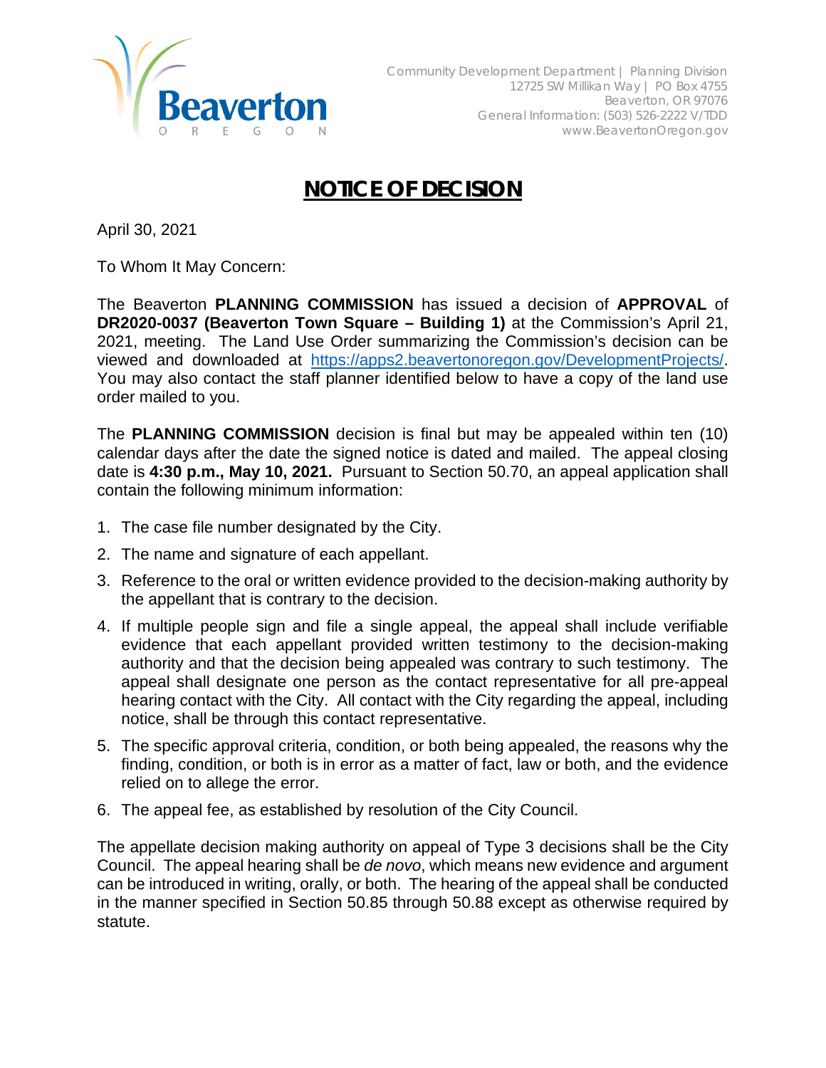Community Development Department | Planning Division
12725 SW Millikan Way | PO Box 4755
Beaverton, OR 97076
General Information: (503) 526-2222 V/TDD
www.BeavertonOregon.gov

# NOTICE OF DECISION

April 30, 2021

To Whom It May Concern:

The Beaverton **PLANNING COMMISSION** has issued a decision of **APPROVAL** of **DR2020-0037 (Beaverton Town Square – Building 1)** at the Commission's April 21, 2021, meeting. The Land Use Order summarizing the Commission's decision can be viewed and downloaded at https://apps2.beavertonoregon.gov/DevelopmentProjects/. You may also contact the staff planner identified below to have a copy of the land use order mailed to you.

The **PLANNING COMMISSION** decision is final but may be appealed within ten (10) calendar days after the date the signed notice is dated and mailed. The appeal closing date is **4:30 p.m., May 10, 2021.** Pursuant to Section 50.70, an appeal application shall contain the following minimum information:

1. The case file number designated by the City.
2. The name and signature of each appellant.
3. Reference to the oral or written evidence provided to the decision-making authority by the appellant that is contrary to the decision.
4. If multiple people sign and file a single appeal, the appeal shall include verifiable evidence that each appellant provided written testimony to the decision-making authority and that the decision being appealed was contrary to such testimony. The appeal shall designate one person as the contact representative for all pre-appeal hearing contact with the City. All contact with the City regarding the appeal, including notice, shall be through this contact representative.
5. The specific approval criteria, condition, or both being appealed, the reasons why the finding, condition, or both is in error as a matter of fact, law or both, and the evidence relied on to allege the error.
6. The appeal fee, as established by resolution of the City Council.

The appellate decision making authority on appeal of Type 3 decisions shall be the City Council. The appeal hearing shall be *de novo*, which means new evidence and argument can be introduced in writing, orally, or both. The hearing of the appeal shall be conducted in the manner specified in Section 50.85 through 50.88 except as otherwise required by statute.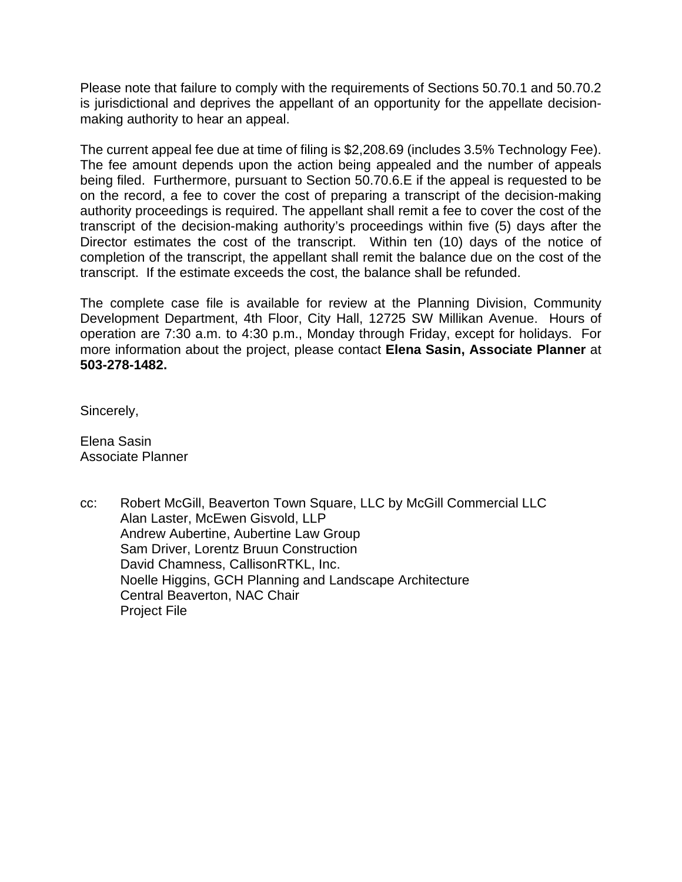Please note that failure to comply with the requirements of Sections 50.70.1 and 50.70.2 is jurisdictional and deprives the appellant of an opportunity for the appellate decision-making authority to hear an appeal.

The current appeal fee due at time of filing is $2,208.69 (includes 3.5% Technology Fee). The fee amount depends upon the action being appealed and the number of appeals being filed. Furthermore, pursuant to Section 50.70.6.E if the appeal is requested to be on the record, a fee to cover the cost of preparing a transcript of the decision-making authority proceedings is required. The appellant shall remit a fee to cover the cost of the transcript of the decision-making authority's proceedings within five (5) days after the Director estimates the cost of the transcript. Within ten (10) days of the notice of completion of the transcript, the appellant shall remit the balance due on the cost of the transcript. If the estimate exceeds the cost, the balance shall be refunded.

The complete case file is available for review at the Planning Division, Community Development Department, 4th Floor, City Hall, 12725 SW Millikan Avenue. Hours of operation are 7:30 a.m. to 4:30 p.m., Monday through Friday, except for holidays. For more information about the project, please contact **Elena Sasin, Associate Planner** at **503-278-1482.**

Sincerely,

Elena Sasin
Associate Planner

cc: Robert McGill, Beaverton Town Square, LLC by McGill Commercial LLC
Alan Laster, McEwen Gisvold, LLP
Andrew Aubertine, Aubertine Law Group
Sam Driver, Lorentz Bruun Construction
David Chamness, CallisonRTKL, Inc.
Noelle Higgins, GCH Planning and Landscape Architecture
Central Beaverton, NAC Chair
Project File